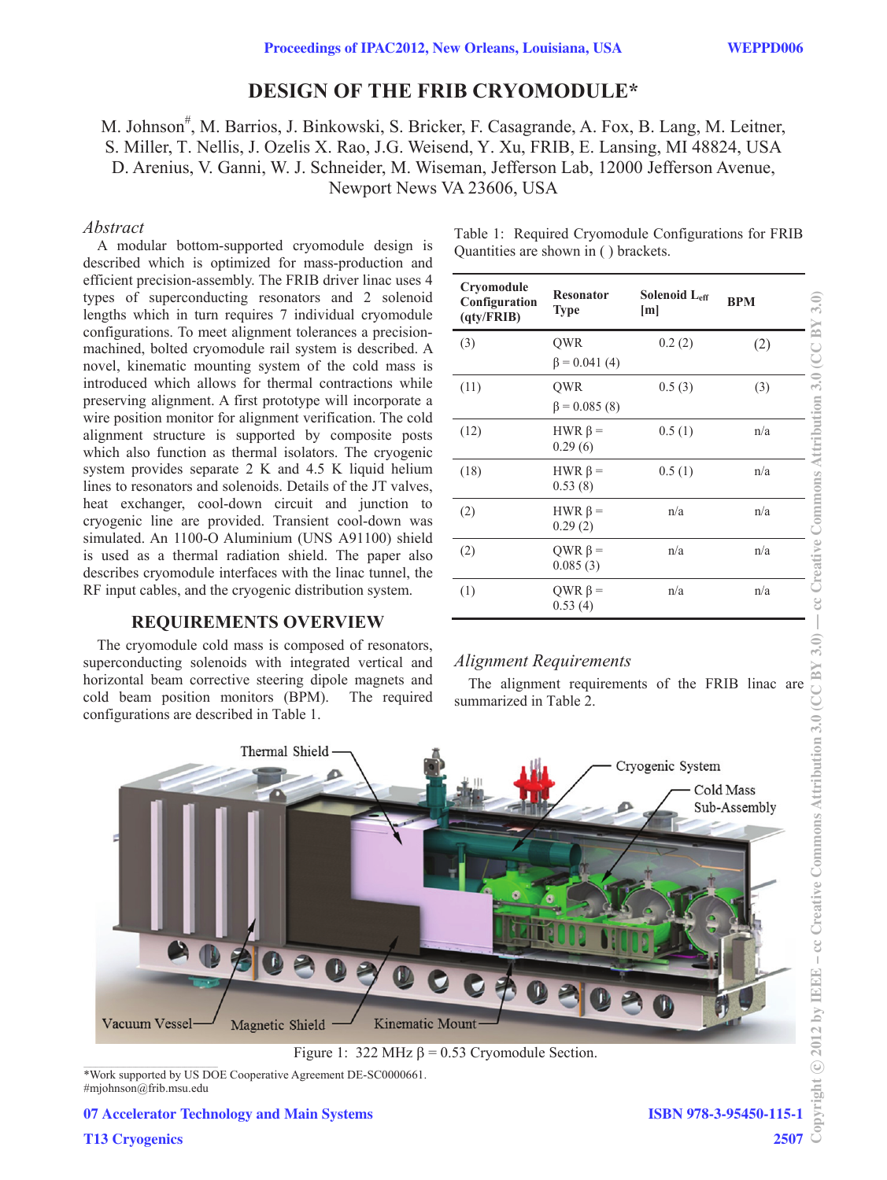# DESIGN OF THE FRIB CRYOMODULE*

M. Johnson[#], M. Barrios, J. Binkowski, S. Bricker, F. Casagrande, A. Fox, B. Lang, M. Leitner, S. Miller, T. Nellis, J. Ozelis X. Rao, J.G. Weisend, Y. Xu, FRIB, E. Lansing, MI 48824, USA
D. Arenius, V. Ganni, W. J. Schneider, M. Wiseman, Jefferson Lab, 12000 Jefferson Avenue, Newport News VA 23606, USA

### *Abstract*

A modular bottom-supported cryomodule design is described which is optimized for mass-production and efficient precision-assembly. The FRIB driver linac uses 4 types of superconducting resonators and 2 solenoid lengths which in turn requires 7 individual cryomodule configurations. To meet alignment tolerances a precision-machined, bolted cryomodule rail system is described. A novel, kinematic mounting system of the cold mass is introduced which allows for thermal contractions while preserving alignment. A first prototype will incorporate a wire position monitor for alignment verification. The cold alignment structure is supported by composite posts which also function as thermal isolators. The cryogenic system provides separate 2 K and 4.5 K liquid helium lines to resonators and solenoids. Details of the JT valves, heat exchanger, cool-down circuit and junction to cryogenic line are provided. Transient cool-down was simulated. An 1100-O Aluminium (UNS A91100) shield is used as a thermal radiation shield. The paper also describes cryomodule interfaces with the linac tunnel, the RF input cables, and the cryogenic distribution system.

## REQUIREMENTS OVERVIEW

The cryomodule cold mass is composed of resonators, superconducting solenoids with integrated vertical and horizontal beam corrective steering dipole magnets and cold beam position monitors (BPM). The required configurations are described in Table 1.

Table 1: Required Cryomodule Configurations for FRIB Quantities are shown in ( ) brackets.

| Cryomodule Configuration (qty/FRIB) | Resonator Type | Solenoid $L_{eff}$ [m] | BPM |
|---|---|---|---|
| (3) | QWR $\beta = 0.041$ (4) | 0.2 (2) | (2) |
| (11) | QWR $\beta = 0.085$ (8) | 0.5 (3) | (3) |
| (12) | HWR $\beta = 0.29$ (6) | 0.5 (1) | n/a |
| (18) | HWR $\beta = 0.53$ (8) | 0.5 (1) | n/a |
| (2) | HWR $\beta = 0.29$ (2) | n/a | n/a |
| (2) | QWR $\beta = 0.085$ (3) | n/a | n/a |
| (1) | QWR $\beta = 0.53$ (4) | n/a | n/a |

### *Alignment Requirements*

The alignment requirements of the FRIB linac are summarized in Table 2.

Thermal Shield
Cryogenic System
Cold Mass Sub-Assembly
Vacuum Vessel
Magnetic Shield
Kinematic Mount

Figure 1: 322 MHz $\beta = 0.53$ Cryomodule Section.

*Work supported by US DOE Cooperative Agreement DE-SC0000661.
#mjohnson@frib.msu.edu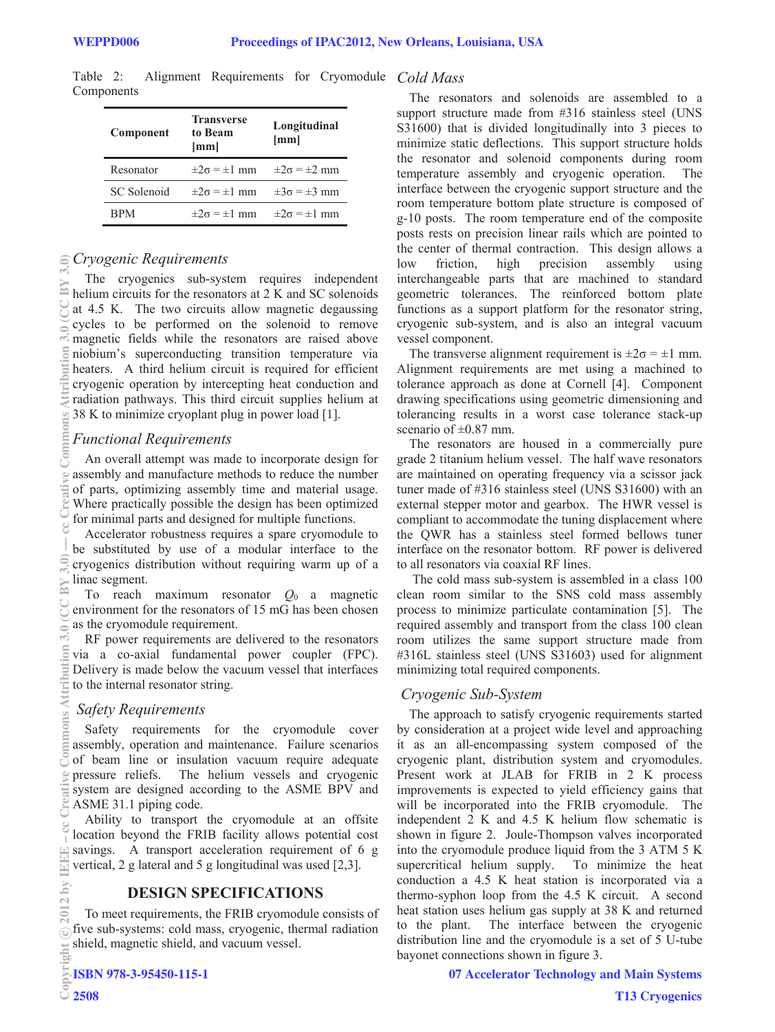Table 2: Alignment Requirements for Cryomodule Components

| Component | Transverse to Beam [mm] | Longitudinal [mm] |
|---|---|---|
| Resonator | $\pm 2\sigma = \pm 1$ mm | $\pm 2\sigma = \pm 2$ mm |
| SC Solenoid | $\pm 2\sigma = \pm 1$ mm | $\pm 3\sigma = \pm 3$ mm |
| BPM | $\pm 2\sigma = \pm 1$ mm | $\pm 2\sigma = \pm 1$ mm |

### *Cryogenic Requirements*

The cryogenics sub-system requires independent helium circuits for the resonators at 2 K and SC solenoids at 4.5 K. The two circuits allow magnetic degaussing cycles to be performed on the solenoid to remove magnetic fields while the resonators are raised above niobium's superconducting transition temperature via heaters. A third helium circuit is required for efficient cryogenic operation by intercepting heat conduction and radiation pathways. This third circuit supplies helium at 38 K to minimize cryoplant plug in power load [1].

### *Functional Requirements*

An overall attempt was made to incorporate design for assembly and manufacture methods to reduce the number of parts, optimizing assembly time and material usage. Where practically possible the design has been optimized for minimal parts and designed for multiple functions.

Accelerator robustness requires a spare cryomodule to be substituted by use of a modular interface to the cryogenics distribution without requiring warm up of a linac segment.

To reach maximum resonator $Q_0$ a magnetic environment for the resonators of 15 mG has been chosen as the cryomodule requirement.

RF power requirements are delivered to the resonators via a co-axial fundamental power coupler (FPC). Delivery is made below the vacuum vessel that interfaces to the internal resonator string.

### *Safety Requirements*

Safety requirements for the cryomodule cover assembly, operation and maintenance. Failure scenarios of beam line or insulation vacuum require adequate pressure reliefs. The helium vessels and cryogenic system are designed according to the ASME BPV and ASME 31.1 piping code.

Ability to transport the cryomodule at an offsite location beyond the FRIB facility allows potential cost savings. A transport acceleration requirement of 6 g vertical, 2 g lateral and 5 g longitudinal was used [2,3].

## DESIGN SPECIFICATIONS

To meet requirements, the FRIB cryomodule consists of five sub-systems: cold mass, cryogenic, thermal radiation shield, magnetic shield, and vacuum vessel.

### *Cold Mass*

The resonators and solenoids are assembled to a support structure made from #316 stainless steel (UNS S31600) that is divided longitudinally into 3 pieces to minimize static deflections. This support structure holds the resonator and solenoid components during room temperature assembly and cryogenic operation. The interface between the cryogenic support structure and the room temperature bottom plate structure is composed of g-10 posts. The room temperature end of the composite posts rests on precision linear rails which are pointed to the center of thermal contraction. This design allows a low friction, high precision assembly using interchangeable parts that are machined to standard geometric tolerances. The reinforced bottom plate functions as a support platform for the resonator string, cryogenic sub-system, and is also an integral vacuum vessel component.

The transverse alignment requirement is $\pm 2\sigma = \pm 1$ mm. Alignment requirements are met using a machined to tolerance approach as done at Cornell [4]. Component drawing specifications using geometric dimensioning and tolerancing results in a worst case tolerance stack-up scenario of $\pm 0.87$ mm.

The resonators are housed in a commercially pure grade 2 titanium helium vessel. The half wave resonators are maintained on operating frequency via a scissor jack tuner made of #316 stainless steel (UNS S31600) with an external stepper motor and gearbox. The HWR vessel is compliant to accommodate the tuning displacement where the QWR has a stainless steel formed bellows tuner interface on the resonator bottom. RF power is delivered to all resonators via coaxial RF lines.

The cold mass sub-system is assembled in a class 100 clean room similar to the SNS cold mass assembly process to minimize particulate contamination [5]. The required assembly and transport from the class 100 clean room utilizes the same support structure made from #316L stainless steel (UNS S31603) used for alignment minimizing total required components.

### *Cryogenic Sub-System*

The approach to satisfy cryogenic requirements started by consideration at a project wide level and approaching it as an all-encompassing system composed of the cryogenic plant, distribution system and cryomodules. Present work at JLAB for FRIB in 2 K process improvements is expected to yield efficiency gains that will be incorporated into the FRIB cryomodule. The independent 2 K and 4.5 K helium flow schematic is shown in figure 2. Joule-Thompson valves incorporated into the cryomodule produce liquid from the 3 ATM 5 K supercritical helium supply. To minimize the heat conduction a 4.5 K heat station is incorporated via a thermo-syphon loop from the 4.5 K circuit. A second heat station uses helium gas supply at 38 K and returned to the plant. The interface between the cryogenic distribution line and the cryomodule is a set of 5 U-tube bayonet connections shown in figure 3.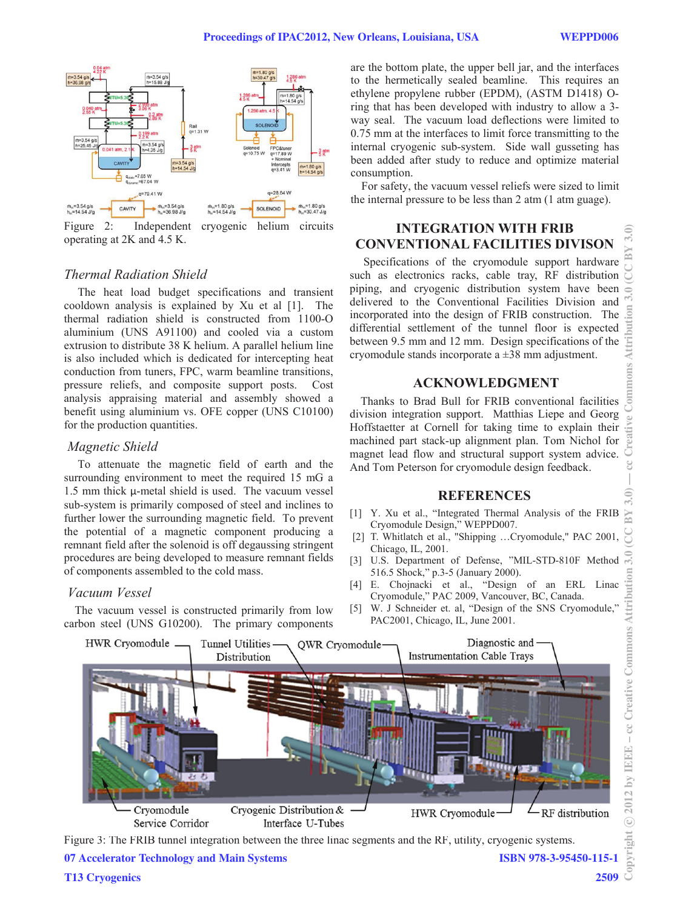Figure 2: Independent cryogenic helium circuits operating at 2K and 4.5 K.

### *Thermal Radiation Shield*

The heat load budget specifications and transient cooldown analysis is explained by Xu et al [1]. The thermal radiation shield is constructed from 1100-O aluminium (UNS A91100) and cooled via a custom extrusion to distribute 38 K helium. A parallel helium line is also included which is dedicated for intercepting heat conduction from tuners, FPC, warm beamline transitions, pressure reliefs, and composite support posts. Cost analysis appraising material and assembly showed a benefit using aluminium vs. OFE copper (UNS C10100) for the production quantities.

### *Magnetic Shield*

To attenuate the magnetic field of earth and the surrounding environment to meet the required 15 mG a 1.5 mm thick μ-metal shield is used. The vacuum vessel sub-system is primarily composed of steel and inclines to further lower the surrounding magnetic field. To prevent the potential of a magnetic component producing a remnant field after the solenoid is off degaussing stringent procedures are being developed to measure remnant fields of components assembled to the cold mass.

### *Vacuum Vessel*

The vacuum vessel is constructed primarily from low carbon steel (UNS G10200). The primary components are the bottom plate, the upper bell jar, and the interfaces to the hermetically sealed beamline. This requires an ethylene propylene rubber (EPDM), (ASTM D1418) O-ring that has been developed with industry to allow a 3-way seal. The vacuum load deflections were limited to 0.75 mm at the interfaces to limit force transmitting to the internal cryogenic sub-system. Side wall gusseting has been added after study to reduce and optimize material consumption.

For safety, the vacuum vessel reliefs were sized to limit the internal pressure to be less than 2 atm (1 atm guage).

## INTEGRATION WITH FRIB CONVENTIONAL FACILITIES DIVISON

Specifications of the cryomodule support hardware such as electronics racks, cable tray, RF distribution piping, and cryogenic distribution system have been delivered to the Conventional Facilities Division and incorporated into the design of FRIB construction. The differential settlement of the tunnel floor is expected between 9.5 mm and 12 mm. Design specifications of the cryomodule stands incorporate a ±38 mm adjustment.

## ACKNOWLEDGMENT

Thanks to Brad Bull for FRIB conventional facilities division integration support. Matthias Liepe and Georg Hoffstaetter at Cornell for taking time to explain their machined part stack-up alignment plan. Tom Nichol for magnet lead flow and structural support system advice. And Tom Peterson for cryomodule design feedback.

## REFERENCES

[1] Y. Xu et al., "Integrated Thermal Analysis of the FRIB Cryomodule Design," WEPPD007.

[2] T. Whitlatch et al., "Shipping …Cryomodule," PAC 2001, Chicago, IL, 2001.

[3] U.S. Department of Defense, "MIL-STD-810F Method 516.5 Shock," p.3-5 (January 2000).

[4] E. Chojnacki et al., "Design of an ERL Linac Cryomodule," PAC 2009, Vancouver, BC, Canada.

[5] W. J Schneider et. al, "Design of the SNS Cryomodule," PAC2001, Chicago, IL, June 2001.

Figure 3: The FRIB tunnel integration between the three linac segments and the RF, utility, cryogenic systems.